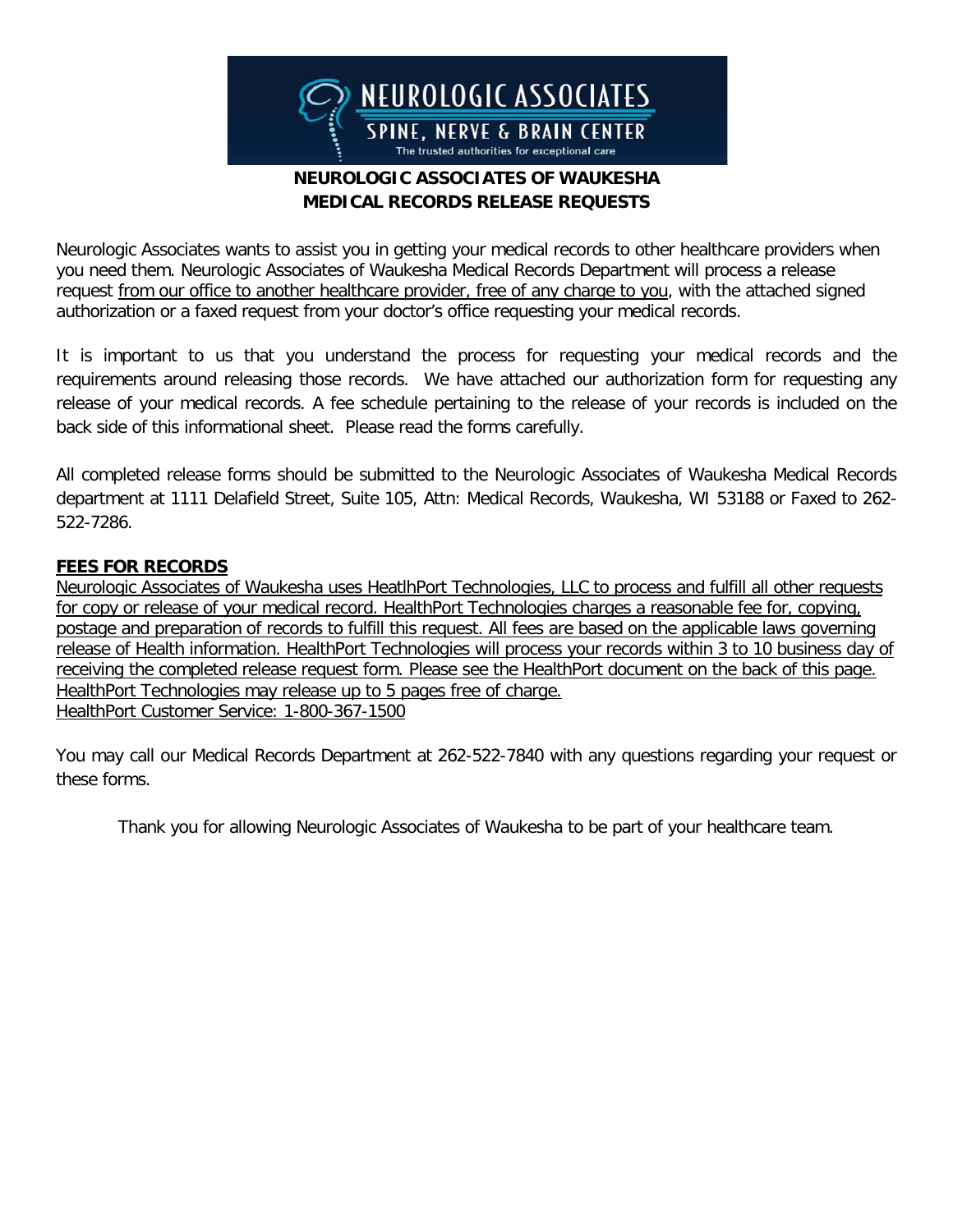NEUROLOGIC ASSOCIATES
SPINE, NERVE & BRAIN CENTER
The trusted authorities for exceptional care

**NEUROLOGIC ASSOCIATES OF WAUKESHA**
**MEDICAL RECORDS RELEASE REQUESTS**

Neurologic Associates wants to assist you in getting your medical records to other healthcare providers when you need them. Neurologic Associates of Waukesha Medical Records Department will process a release request <u>from our office to another healthcare provider, free of any charge to you</u>, with the attached signed authorization or a faxed request from your doctor's office requesting your medical records.

It is important to us that you understand the process for requesting your medical records and the requirements around releasing those records. We have attached our authorization form for requesting any release of your medical records. A fee schedule pertaining to the release of your records is included on the back side of this informational sheet. Please read the forms carefully.

All completed release forms should be submitted to the Neurologic Associates of Waukesha Medical Records department at 1111 Delafield Street, Suite 105, Attn: Medical Records, Waukesha, WI 53188 or Faxed to 262-522-7286.

**<u>FEES FOR RECORDS</u>**

<u>Neurologic Associates of Waukesha uses HeatlhPort Technologies, LLC to process and fulfill all other requests for copy or release of your medical record. HealthPort Technologies charges a reasonable fee for, copying, postage and preparation of records to fulfill this request. All fees are based on the applicable laws governing release of Health information. HealthPort Technologies will process your records within 3 to 10 business day of receiving the completed release request form. Please see the HealthPort document on the back of this page. HealthPort Technologies may release up to 5 pages free of charge.</u>
<u>HealthPort Customer Service: 1-800-367-1500</u>

You may call our Medical Records Department at 262-522-7840 with any questions regarding your request or these forms.

Thank you for allowing Neurologic Associates of Waukesha to be part of your healthcare team.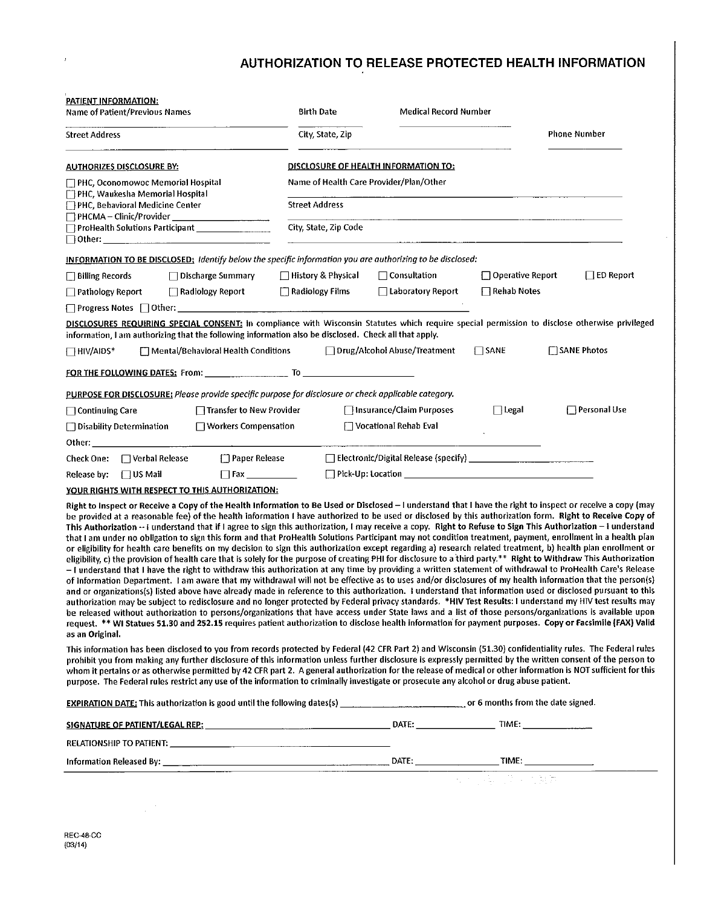# AUTHORIZATION TO RELEASE PROTECTED HEALTH INFORMATION

**PATIENT INFORMATION:**

Name of Patient/Previous Names ____________________ Birth Date ____________ Medical Record Number ____________________

Street Address ____________________ City, State, Zip ____________________ Phone Number ____________

**AUTHORIZES DISCLOSURE BY:**

- ☐ PHC, Oconomowoc Memorial Hospital
- ☐ PHC, Waukesha Memorial Hospital
- ☐ PHC, Behavioral Medicine Center
- ☐ PHCMA – Clinic/Provider ____________________
- ☐ ProHealth Solutions Participant ____________________
- ☐ Other: ____________________

**DISCLOSURE OF HEALTH INFORMATION TO:**

Name of Health Care Provider/Plan/Other ____________________

Street Address ____________________

City, State, Zip Code ____________________

**INFORMATION TO BE DISCLOSED:** *Identify below the specific information you are authorizing to be disclosed:*

- ☐ Billing Records ☐ Discharge Summary ☐ History & Physical ☐ Consultation ☐ Operative Report ☐ ED Report
- ☐ Pathology Report ☐ Radiology Report ☐ Radiology Films ☐ Laboratory Report ☐ Rehab Notes
- ☐ Progress Notes ☐ Other: ____________________

**DISCLOSURES REQUIRING SPECIAL CONSENT:** In compliance with Wisconsin Statutes which require special permission to disclose otherwise privileged information, I am authorizing that the following information also be disclosed. Check all that apply.

☐ HIV/AIDS* ☐ Mental/Behavioral Health Conditions ☐ Drug/Alcohol Abuse/Treatment ☐ SANE ☐ SANE Photos

**FOR THE FOLLOWING DATES:** From: ____________ To ____________________

**PURPOSE FOR DISCLOSURE:** *Please provide specific purpose for disclosure or check applicable category.*

- ☐ Continuing Care ☐ Transfer to New Provider ☐ Insurance/Claim Purposes ☐ Legal ☐ Personal Use
- ☐ Disability Determination ☐ Workers Compensation ☐ Vocational Rehab Eval

Other: ____________________

Check One: ☐ Verbal Release ☐ Paper Release ☐ Electronic/Digital Release (specify) ____________________

Release by: ☐ US Mail ☐ Fax __________ ☐ Pick-Up: Location ____________________

**YOUR RIGHTS WITH RESPECT TO THIS AUTHORIZATION:**

**Right to Inspect or Receive a Copy of the Health Information to Be Used or Disclosed** – I understand that I have the right to inspect or receive a copy (may be provided at a reasonable fee) of the health information I have authorized to be used or disclosed by this authorization form. **Right to Receive Copy of This Authorization** -- I understand that if I agree to sign this authorization, I may receive a copy. **Right to Refuse to Sign This Authorization** – I understand that I am under no obligation to sign this form and that ProHealth Solutions Participant may not condition treatment, payment, enrollment in a health plan or eligibility for health care benefits on my decision to sign this authorization except regarding a) research related treatment, b) health plan enrollment or eligibility, c) the provision of health care that is solely for the purpose of creating PHI for disclosure to a third party.** **Right to Withdraw This Authorization** – I understand that I have the right to withdraw this authorization at any time by providing a written statement of withdrawal to ProHealth Care's Release of Information Department. I am aware that my withdrawal will not be effective as to uses and/or disclosures of my health information that the person(s) and or organizations(s) listed above have already made in reference to this authorization. I understand that information used or disclosed pursuant to this authorization may be subject to redisclosure and no longer protected by Federal privacy standards. ***HIV Test Results:** I understand my HIV test results may be released without authorization to persons/organizations that have access under State laws and a list of those persons/organizations is available upon request. **** WI Statues 51.30 and 252.15** requires patient authorization to disclose health information for payment purposes. **Copy or Facsimile (FAX) Valid as an Original.**

This information has been disclosed to you from records protected by Federal (42 CFR Part 2) and Wisconsin (51.30) confidentiality rules. The Federal rules prohibit you from making any further disclosure of this information unless further disclosure is expressly permitted by the written consent of the person to whom it pertains or as otherwise permitted by 42 CFR part 2. A general authorization for the release of medical or other information is NOT sufficient for this purpose. The Federal rules restrict any use of the information to criminally investigate or prosecute any alcohol or drug abuse patient.

**EXPIRATION DATE:** This authorization is good until the following dates(s) ____________________, or 6 months from the date signed.

**SIGNATURE OF PATIENT/LEGAL REP:** ____________________ DATE: ____________ TIME: ____________

RELATIONSHIP TO PATIENT: ____________________

Information Released By: ____________________ DATE: ____________ TIME: ____________

REC-48-CC
(03/14)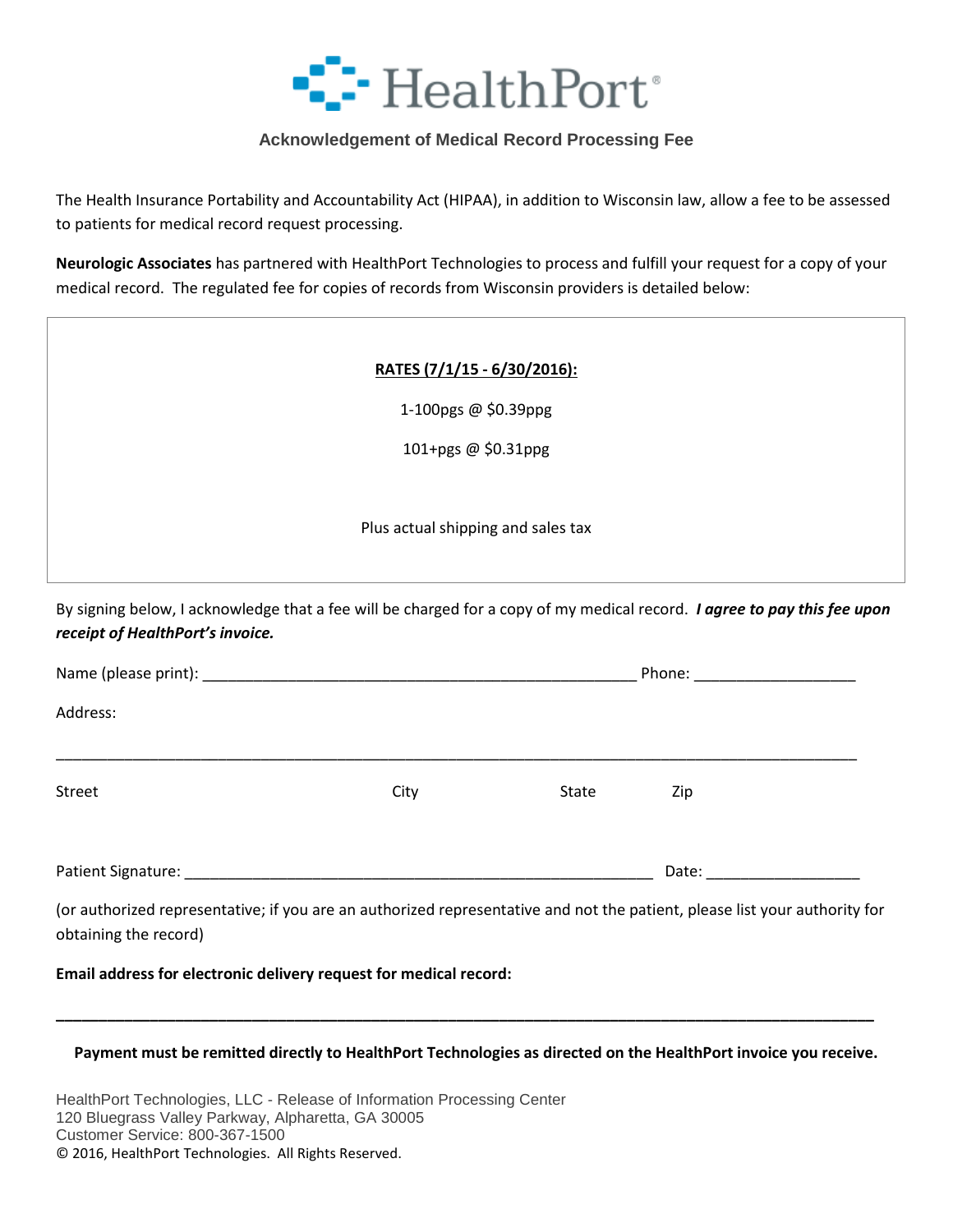HealthPort®

## Acknowledgement of Medical Record Processing Fee

The Health Insurance Portability and Accountability Act (HIPAA), in addition to Wisconsin law, allow a fee to be assessed to patients for medical record request processing.

**Neurologic Associates** has partnered with HealthPort Technologies to process and fulfill your request for a copy of your medical record. The regulated fee for copies of records from Wisconsin providers is detailed below:

**RATES (7/1/15 - 6/30/2016):**

1-100pgs @ $0.39ppg

101+pgs @ $0.31ppg

Plus actual shipping and sales tax

By signing below, I acknowledge that a fee will be charged for a copy of my medical record. ***I agree to pay this fee upon receipt of HealthPort's invoice.***

Name (please print): ____________________________________________________ Phone: ___________________

Address:

_______________________________________________________________________________________________

Street City State Zip

Patient Signature: ________________________________________________________ Date: __________________

(or authorized representative; if you are an authorized representative and not the patient, please list your authority for obtaining the record)

**Email address for electronic delivery request for medical record:**

_______________________________________________________________________________________________

**Payment must be remitted directly to HealthPort Technologies as directed on the HealthPort invoice you receive.**

HealthPort Technologies, LLC - Release of Information Processing Center
120 Bluegrass Valley Parkway, Alpharetta, GA 30005
Customer Service: 800-367-1500
© 2016, HealthPort Technologies. All Rights Reserved.